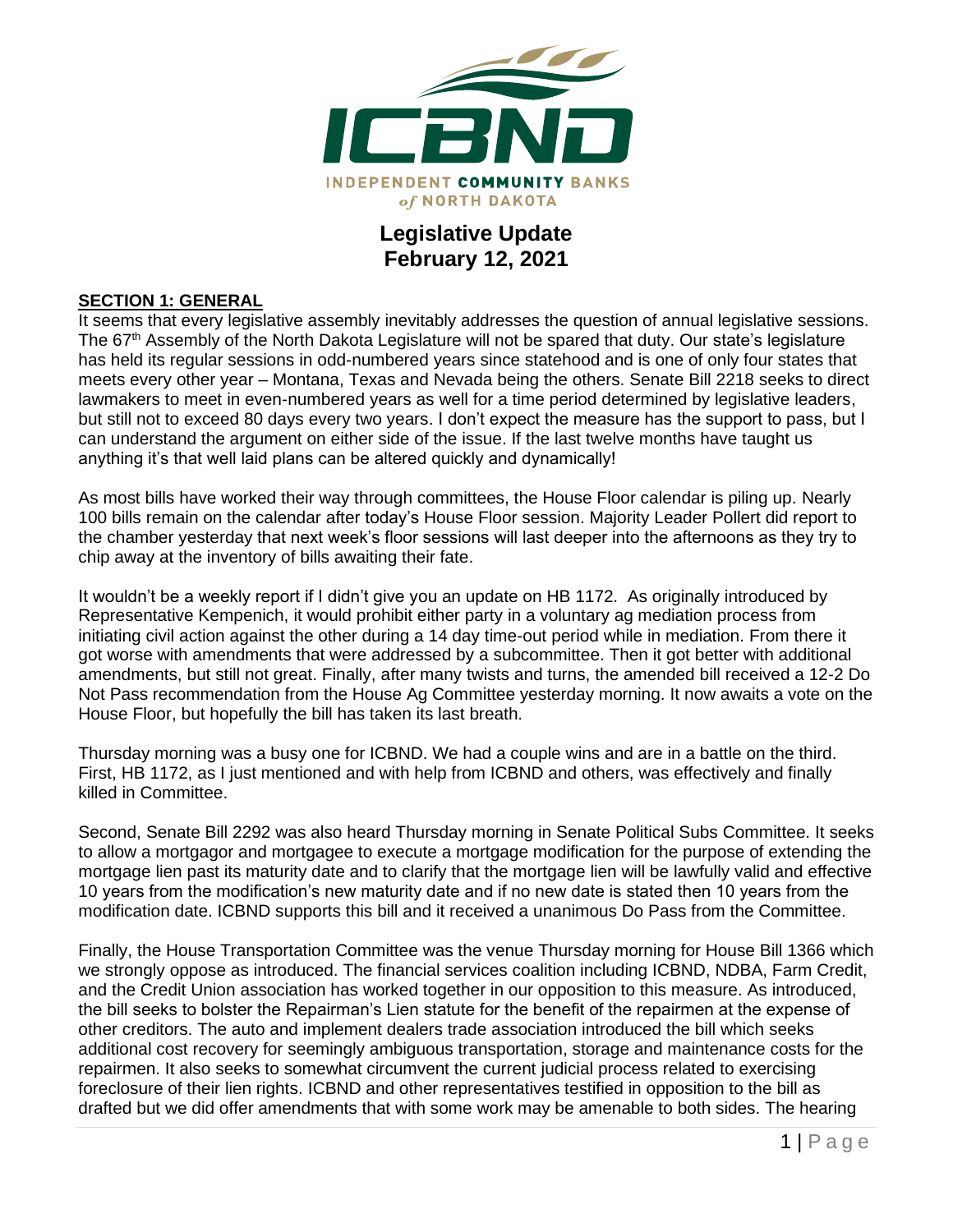INDEPENDENT COMMUNITY BANKS of NORTH DAKOTA

# Legislative Update
# February 12, 2021

## SECTION 1: GENERAL

It seems that every legislative assembly inevitably addresses the question of annual legislative sessions. The 67th Assembly of the North Dakota Legislature will not be spared that duty. Our state's legislature has held its regular sessions in odd-numbered years since statehood and is one of only four states that meets every other year – Montana, Texas and Nevada being the others. Senate Bill 2218 seeks to direct lawmakers to meet in even-numbered years as well for a time period determined by legislative leaders, but still not to exceed 80 days every two years. I don't expect the measure has the support to pass, but I can understand the argument on either side of the issue. If the last twelve months have taught us anything it's that well laid plans can be altered quickly and dynamically!

As most bills have worked their way through committees, the House Floor calendar is piling up. Nearly 100 bills remain on the calendar after today's House Floor session. Majority Leader Pollert did report to the chamber yesterday that next week's floor sessions will last deeper into the afternoons as they try to chip away at the inventory of bills awaiting their fate.

It wouldn't be a weekly report if I didn't give you an update on HB 1172. As originally introduced by Representative Kempenich, it would prohibit either party in a voluntary ag mediation process from initiating civil action against the other during a 14 day time-out period while in mediation. From there it got worse with amendments that were addressed by a subcommittee. Then it got better with additional amendments, but still not great. Finally, after many twists and turns, the amended bill received a 12-2 Do Not Pass recommendation from the House Ag Committee yesterday morning. It now awaits a vote on the House Floor, but hopefully the bill has taken its last breath.

Thursday morning was a busy one for ICBND. We had a couple wins and are in a battle on the third. First, HB 1172, as I just mentioned and with help from ICBND and others, was effectively and finally killed in Committee.

Second, Senate Bill 2292 was also heard Thursday morning in Senate Political Subs Committee. It seeks to allow a mortgagor and mortgagee to execute a mortgage modification for the purpose of extending the mortgage lien past its maturity date and to clarify that the mortgage lien will be lawfully valid and effective 10 years from the modification's new maturity date and if no new date is stated then 10 years from the modification date. ICBND supports this bill and it received a unanimous Do Pass from the Committee.

Finally, the House Transportation Committee was the venue Thursday morning for House Bill 1366 which we strongly oppose as introduced. The financial services coalition including ICBND, NDBA, Farm Credit, and the Credit Union association has worked together in our opposition to this measure. As introduced, the bill seeks to bolster the Repairman's Lien statute for the benefit of the repairmen at the expense of other creditors. The auto and implement dealers trade association introduced the bill which seeks additional cost recovery for seemingly ambiguous transportation, storage and maintenance costs for the repairmen. It also seeks to somewhat circumvent the current judicial process related to exercising foreclosure of their lien rights. ICBND and other representatives testified in opposition to the bill as drafted but we did offer amendments that with some work may be amenable to both sides. The hearing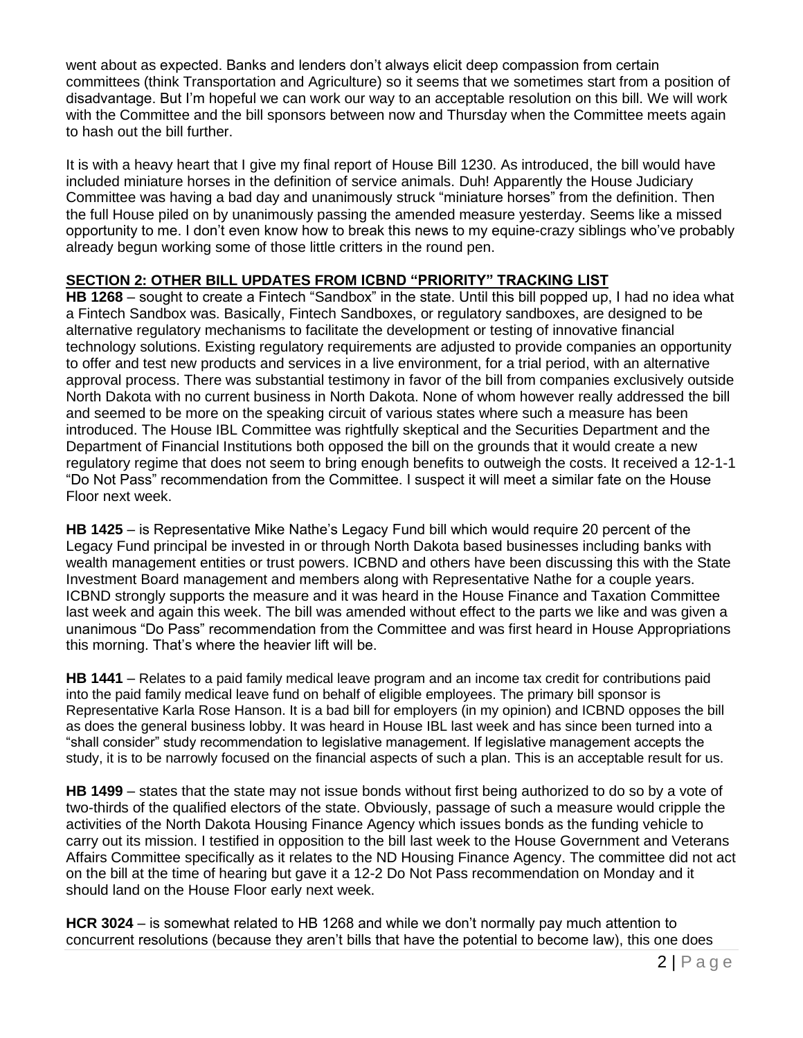went about as expected. Banks and lenders don't always elicit deep compassion from certain committees (think Transportation and Agriculture) so it seems that we sometimes start from a position of disadvantage. But I'm hopeful we can work our way to an acceptable resolution on this bill. We will work with the Committee and the bill sponsors between now and Thursday when the Committee meets again to hash out the bill further.

It is with a heavy heart that I give my final report of House Bill 1230. As introduced, the bill would have included miniature horses in the definition of service animals. Duh! Apparently the House Judiciary Committee was having a bad day and unanimously struck "miniature horses" from the definition. Then the full House piled on by unanimously passing the amended measure yesterday. Seems like a missed opportunity to me. I don't even know how to break this news to my equine-crazy siblings who've probably already begun working some of those little critters in the round pen.

## SECTION 2: OTHER BILL UPDATES FROM ICBND "PRIORITY" TRACKING LIST

**HB 1268** – sought to create a Fintech "Sandbox" in the state. Until this bill popped up, I had no idea what a Fintech Sandbox was. Basically, Fintech Sandboxes, or regulatory sandboxes, are designed to be alternative regulatory mechanisms to facilitate the development or testing of innovative financial technology solutions. Existing regulatory requirements are adjusted to provide companies an opportunity to offer and test new products and services in a live environment, for a trial period, with an alternative approval process. There was substantial testimony in favor of the bill from companies exclusively outside North Dakota with no current business in North Dakota. None of whom however really addressed the bill and seemed to be more on the speaking circuit of various states where such a measure has been introduced. The House IBL Committee was rightfully skeptical and the Securities Department and the Department of Financial Institutions both opposed the bill on the grounds that it would create a new regulatory regime that does not seem to bring enough benefits to outweigh the costs. It received a 12-1-1 "Do Not Pass" recommendation from the Committee. I suspect it will meet a similar fate on the House Floor next week.

**HB 1425** – is Representative Mike Nathe's Legacy Fund bill which would require 20 percent of the Legacy Fund principal be invested in or through North Dakota based businesses including banks with wealth management entities or trust powers. ICBND and others have been discussing this with the State Investment Board management and members along with Representative Nathe for a couple years. ICBND strongly supports the measure and it was heard in the House Finance and Taxation Committee last week and again this week. The bill was amended without effect to the parts we like and was given a unanimous "Do Pass" recommendation from the Committee and was first heard in House Appropriations this morning. That's where the heavier lift will be.

**HB 1441** – Relates to a paid family medical leave program and an income tax credit for contributions paid into the paid family medical leave fund on behalf of eligible employees. The primary bill sponsor is Representative Karla Rose Hanson. It is a bad bill for employers (in my opinion) and ICBND opposes the bill as does the general business lobby. It was heard in House IBL last week and has since been turned into a "shall consider" study recommendation to legislative management. If legislative management accepts the study, it is to be narrowly focused on the financial aspects of such a plan. This is an acceptable result for us.

**HB 1499** – states that the state may not issue bonds without first being authorized to do so by a vote of two-thirds of the qualified electors of the state. Obviously, passage of such a measure would cripple the activities of the North Dakota Housing Finance Agency which issues bonds as the funding vehicle to carry out its mission. I testified in opposition to the bill last week to the House Government and Veterans Affairs Committee specifically as it relates to the ND Housing Finance Agency. The committee did not act on the bill at the time of hearing but gave it a 12-2 Do Not Pass recommendation on Monday and it should land on the House Floor early next week.

**HCR 3024** – is somewhat related to HB 1268 and while we don't normally pay much attention to concurrent resolutions (because they aren't bills that have the potential to become law), this one does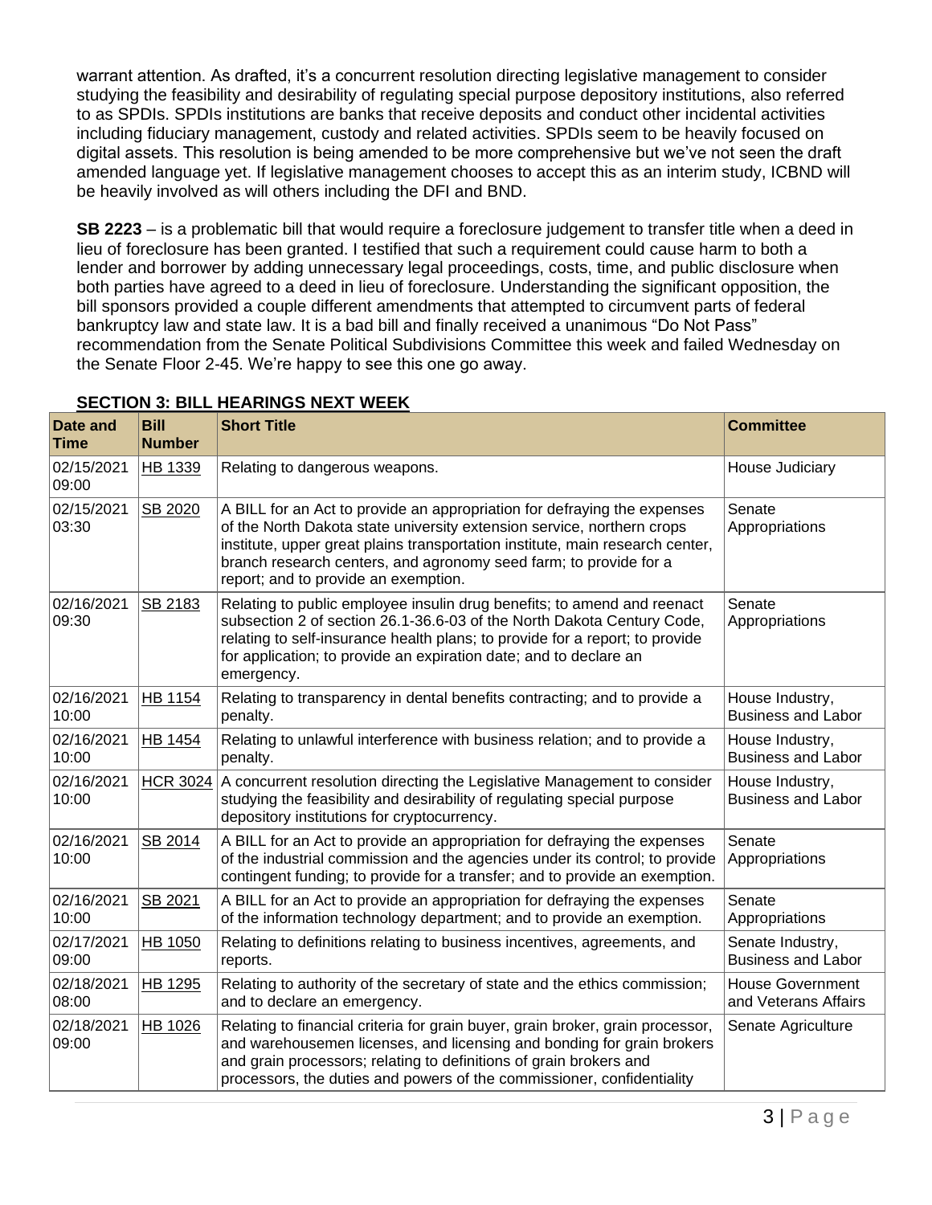warrant attention. As drafted, it's a concurrent resolution directing legislative management to consider studying the feasibility and desirability of regulating special purpose depository institutions, also referred to as SPDIs. SPDIs institutions are banks that receive deposits and conduct other incidental activities including fiduciary management, custody and related activities. SPDIs seem to be heavily focused on digital assets. This resolution is being amended to be more comprehensive but we've not seen the draft amended language yet. If legislative management chooses to accept this as an interim study, ICBND will be heavily involved as will others including the DFI and BND.

**SB 2223** – is a problematic bill that would require a foreclosure judgement to transfer title when a deed in lieu of foreclosure has been granted. I testified that such a requirement could cause harm to both a lender and borrower by adding unnecessary legal proceedings, costs, time, and public disclosure when both parties have agreed to a deed in lieu of foreclosure. Understanding the significant opposition, the bill sponsors provided a couple different amendments that attempted to circumvent parts of federal bankruptcy law and state law. It is a bad bill and finally received a unanimous "Do Not Pass" recommendation from the Senate Political Subdivisions Committee this week and failed Wednesday on the Senate Floor 2-45. We're happy to see this one go away.

## SECTION 3: BILL HEARINGS NEXT WEEK

| Date and Time | Bill Number | Short Title | Committee |
|---|---|---|---|
| 02/15/2021 09:00 | HB 1339 | Relating to dangerous weapons. | House Judiciary |
| 02/15/2021 03:30 | SB 2020 | A BILL for an Act to provide an appropriation for defraying the expenses of the North Dakota state university extension service, northern crops institute, upper great plains transportation institute, main research center, branch research centers, and agronomy seed farm; to provide for a report; and to provide an exemption. | Senate Appropriations |
| 02/16/2021 09:30 | SB 2183 | Relating to public employee insulin drug benefits; to amend and reenact subsection 2 of section 26.1-36.6-03 of the North Dakota Century Code, relating to self-insurance health plans; to provide for a report; to provide for application; to provide an expiration date; and to declare an emergency. | Senate Appropriations |
| 02/16/2021 10:00 | HB 1154 | Relating to transparency in dental benefits contracting; and to provide a penalty. | House Industry, Business and Labor |
| 02/16/2021 10:00 | HB 1454 | Relating to unlawful interference with business relation; and to provide a penalty. | House Industry, Business and Labor |
| 02/16/2021 10:00 | HCR 3024 | A concurrent resolution directing the Legislative Management to consider studying the feasibility and desirability of regulating special purpose depository institutions for cryptocurrency. | House Industry, Business and Labor |
| 02/16/2021 10:00 | SB 2014 | A BILL for an Act to provide an appropriation for defraying the expenses of the industrial commission and the agencies under its control; to provide contingent funding; to provide for a transfer; and to provide an exemption. | Senate Appropriations |
| 02/16/2021 10:00 | SB 2021 | A BILL for an Act to provide an appropriation for defraying the expenses of the information technology department; and to provide an exemption. | Senate Appropriations |
| 02/17/2021 09:00 | HB 1050 | Relating to definitions relating to business incentives, agreements, and reports. | Senate Industry, Business and Labor |
| 02/18/2021 08:00 | HB 1295 | Relating to authority of the secretary of state and the ethics commission; and to declare an emergency. | House Government and Veterans Affairs |
| 02/18/2021 09:00 | HB 1026 | Relating to financial criteria for grain buyer, grain broker, grain processor, and warehousemen licenses, and licensing and bonding for grain brokers and grain processors; relating to definitions of grain brokers and processors, the duties and powers of the commissioner, confidentiality | Senate Agriculture |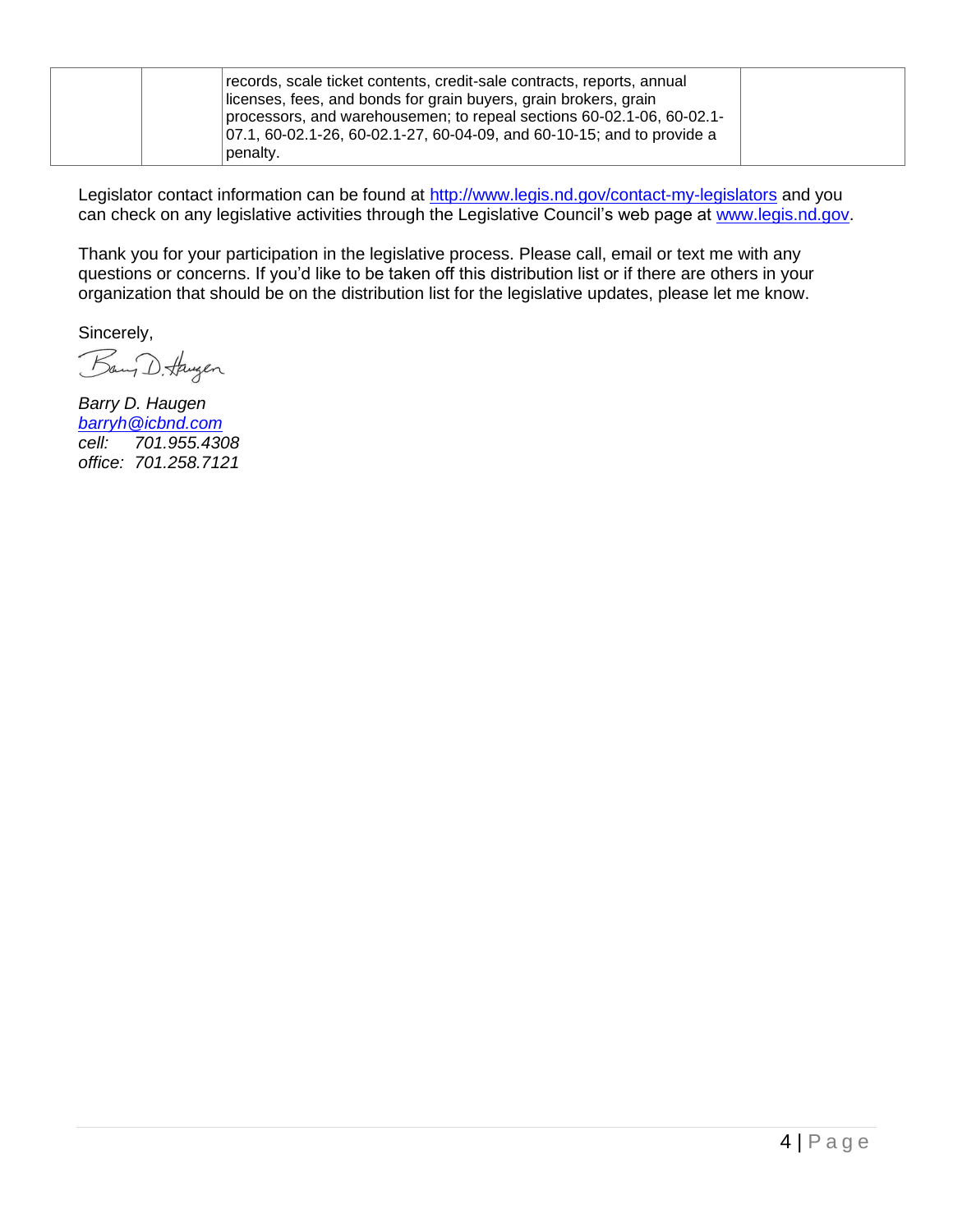|  |  | records, scale ticket contents, credit-sale contracts, reports, annual licenses, fees, and bonds for grain buyers, grain brokers, grain processors, and warehousemen; to repeal sections 60-02.1-06, 60-02.1-07.1, 60-02.1-26, 60-02.1-27, 60-04-09, and 60-10-15; and to provide a penalty. |  |
|---|---|---|---|

Legislator contact information can be found at http://www.legis.nd.gov/contact-my-legislators and you can check on any legislative activities through the Legislative Council's web page at www.legis.nd.gov.

Thank you for your participation in the legislative process. Please call, email or text me with any questions or concerns. If you'd like to be taken off this distribution list or if there are others in your organization that should be on the distribution list for the legislative updates, please let me know.

Sincerely,

*Barry D. Haugen*
*barryh@icbnd.com*
*cell: 701.955.4308*
*office: 701.258.7121*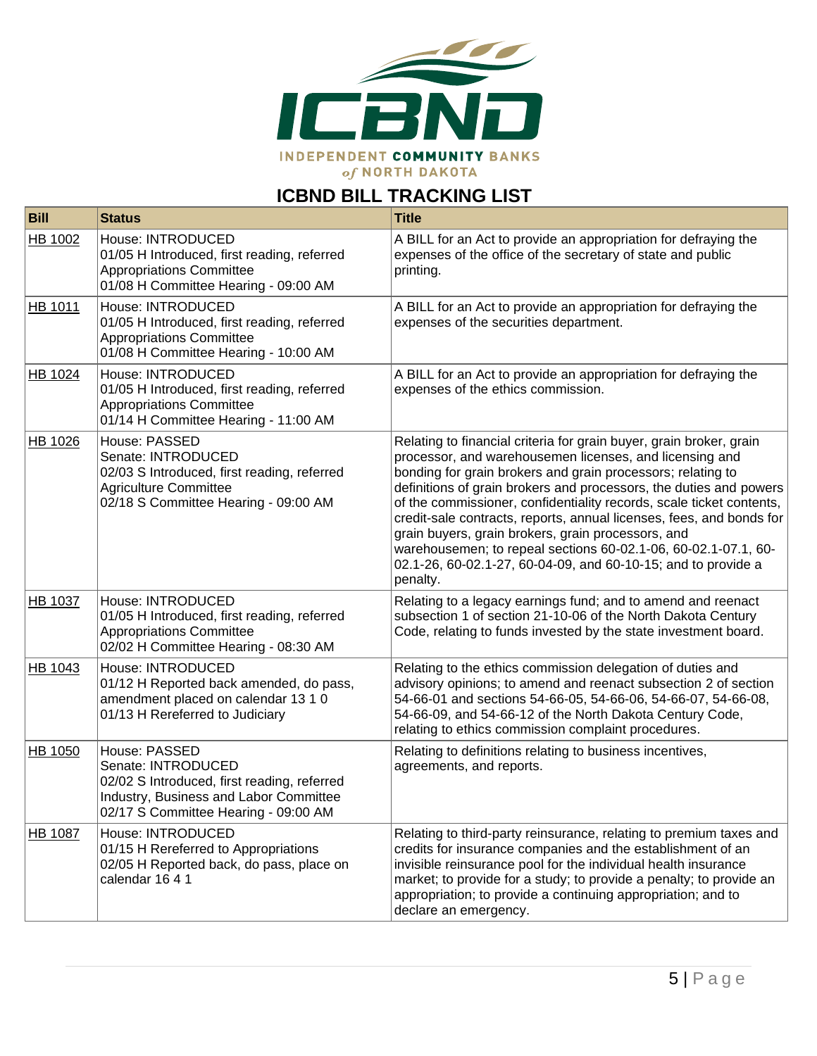INDEPENDENT COMMUNITY BANKS of NORTH DAKOTA

## ICBND BILL TRACKING LIST

| Bill | Status | Title |
|---|---|---|
| HB 1002 | House: INTRODUCED<br>01/05 H Introduced, first reading, referred Appropriations Committee<br>01/08 H Committee Hearing - 09:00 AM | A BILL for an Act to provide an appropriation for defraying the expenses of the office of the secretary of state and public printing. |
| HB 1011 | House: INTRODUCED<br>01/05 H Introduced, first reading, referred Appropriations Committee<br>01/08 H Committee Hearing - 10:00 AM | A BILL for an Act to provide an appropriation for defraying the expenses of the securities department. |
| HB 1024 | House: INTRODUCED<br>01/05 H Introduced, first reading, referred Appropriations Committee<br>01/14 H Committee Hearing - 11:00 AM | A BILL for an Act to provide an appropriation for defraying the expenses of the ethics commission. |
| HB 1026 | House: PASSED<br>Senate: INTRODUCED<br>02/03 S Introduced, first reading, referred Agriculture Committee<br>02/18 S Committee Hearing - 09:00 AM | Relating to financial criteria for grain buyer, grain broker, grain processor, and warehousemen licenses, and licensing and bonding for grain brokers and grain processors; relating to definitions of grain brokers and processors, the duties and powers of the commissioner, confidentiality records, scale ticket contents, credit-sale contracts, reports, annual licenses, fees, and bonds for grain buyers, grain brokers, grain processors, and warehousemen; to repeal sections 60-02.1-06, 60-02.1-07.1, 60-02.1-26, 60-02.1-27, 60-04-09, and 60-10-15; and to provide a penalty. |
| HB 1037 | House: INTRODUCED<br>01/05 H Introduced, first reading, referred Appropriations Committee<br>02/02 H Committee Hearing - 08:30 AM | Relating to a legacy earnings fund; and to amend and reenact subsection 1 of section 21-10-06 of the North Dakota Century Code, relating to funds invested by the state investment board. |
| HB 1043 | House: INTRODUCED<br>01/12 H Reported back amended, do pass, amendment placed on calendar 13 1 0<br>01/13 H Rereferred to Judiciary | Relating to the ethics commission delegation of duties and advisory opinions; to amend and reenact subsection 2 of section 54-66-01 and sections 54-66-05, 54-66-06, 54-66-07, 54-66-08, 54-66-09, and 54-66-12 of the North Dakota Century Code, relating to ethics commission complaint procedures. |
| HB 1050 | House: PASSED<br>Senate: INTRODUCED<br>02/02 S Introduced, first reading, referred Industry, Business and Labor Committee<br>02/17 S Committee Hearing - 09:00 AM | Relating to definitions relating to business incentives, agreements, and reports. |
| HB 1087 | House: INTRODUCED<br>01/15 H Rereferred to Appropriations<br>02/05 H Reported back, do pass, place on calendar 16 4 1 | Relating to third-party reinsurance, relating to premium taxes and credits for insurance companies and the establishment of an invisible reinsurance pool for the individual health insurance market; to provide for a study; to provide a penalty; to provide an appropriation; to provide a continuing appropriation; and to declare an emergency. |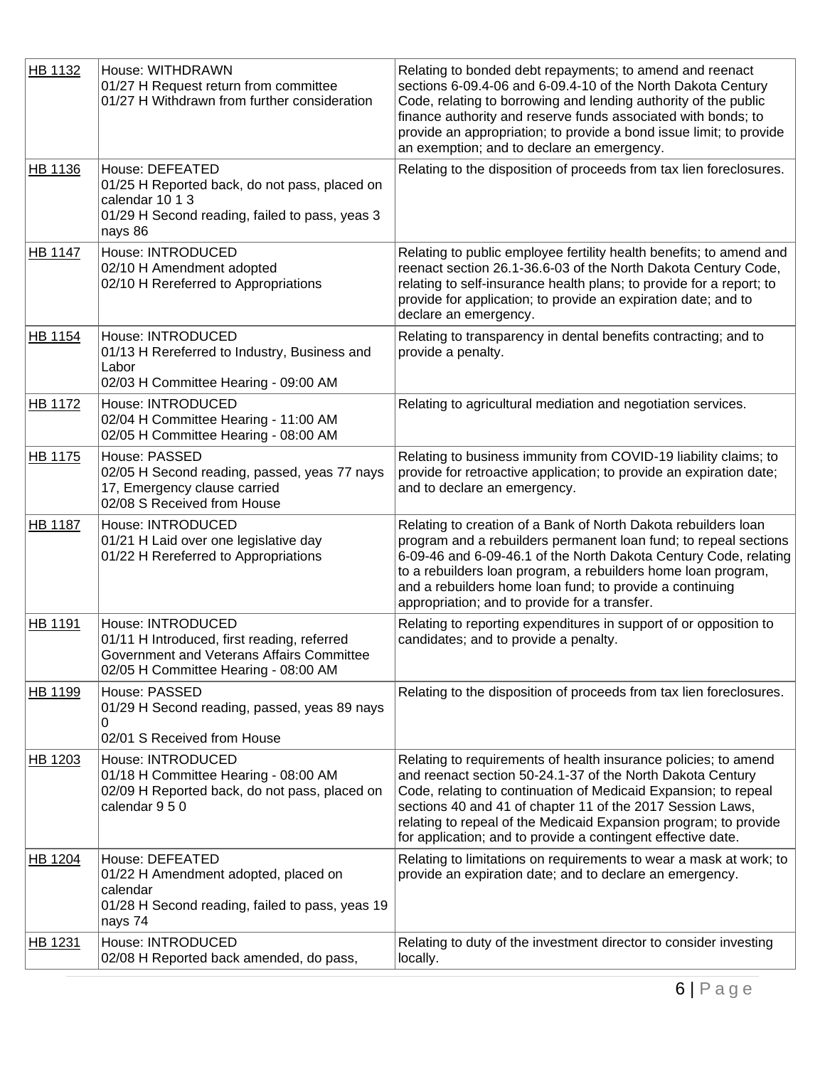| HB 1132 | House: WITHDRAWN<br>01/27 H Request return from committee<br>01/27 H Withdrawn from further consideration | Relating to bonded debt repayments; to amend and reenact sections 6-09.4-06 and 6-09.4-10 of the North Dakota Century Code, relating to borrowing and lending authority of the public finance authority and reserve funds associated with bonds; to provide an appropriation; to provide a bond issue limit; to provide an exemption; and to declare an emergency. |
|---|---|---|
| HB 1136 | House: DEFEATED<br>01/25 H Reported back, do not pass, placed on calendar 10 1 3<br>01/29 H Second reading, failed to pass, yeas 3 nays 86 | Relating to the disposition of proceeds from tax lien foreclosures. |
| HB 1147 | House: INTRODUCED<br>02/10 H Amendment adopted<br>02/10 H Rereferred to Appropriations | Relating to public employee fertility health benefits; to amend and reenact section 26.1-36.6-03 of the North Dakota Century Code, relating to self-insurance health plans; to provide for a report; to provide for application; to provide an expiration date; and to declare an emergency. |
| HB 1154 | House: INTRODUCED<br>01/13 H Rereferred to Industry, Business and Labor<br>02/03 H Committee Hearing - 09:00 AM | Relating to transparency in dental benefits contracting; and to provide a penalty. |
| HB 1172 | House: INTRODUCED<br>02/04 H Committee Hearing - 11:00 AM<br>02/05 H Committee Hearing - 08:00 AM | Relating to agricultural mediation and negotiation services. |
| HB 1175 | House: PASSED<br>02/05 H Second reading, passed, yeas 77 nays 17, Emergency clause carried<br>02/08 S Received from House | Relating to business immunity from COVID-19 liability claims; to provide for retroactive application; to provide an expiration date; and to declare an emergency. |
| HB 1187 | House: INTRODUCED<br>01/21 H Laid over one legislative day<br>01/22 H Rereferred to Appropriations | Relating to creation of a Bank of North Dakota rebuilders loan program and a rebuilders permanent loan fund; to repeal sections 6-09-46 and 6-09-46.1 of the North Dakota Century Code, relating to a rebuilders loan program, a rebuilders home loan program, and a rebuilders home loan fund; to provide a continuing appropriation; and to provide for a transfer. |
| HB 1191 | House: INTRODUCED<br>01/11 H Introduced, first reading, referred Government and Veterans Affairs Committee<br>02/05 H Committee Hearing - 08:00 AM | Relating to reporting expenditures in support of or opposition to candidates; and to provide a penalty. |
| HB 1199 | House: PASSED<br>01/29 H Second reading, passed, yeas 89 nays 0<br>02/01 S Received from House | Relating to the disposition of proceeds from tax lien foreclosures. |
| HB 1203 | House: INTRODUCED<br>01/18 H Committee Hearing - 08:00 AM<br>02/09 H Reported back, do not pass, placed on calendar 9 5 0 | Relating to requirements of health insurance policies; to amend and reenact section 50-24.1-37 of the North Dakota Century Code, relating to continuation of Medicaid Expansion; to repeal sections 40 and 41 of chapter 11 of the 2017 Session Laws, relating to repeal of the Medicaid Expansion program; to provide for application; and to provide a contingent effective date. |
| HB 1204 | House: DEFEATED<br>01/22 H Amendment adopted, placed on calendar<br>01/28 H Second reading, failed to pass, yeas 19 nays 74 | Relating to limitations on requirements to wear a mask at work; to provide an expiration date; and to declare an emergency. |
| HB 1231 | House: INTRODUCED<br>02/08 H Reported back amended, do pass, | Relating to duty of the investment director to consider investing locally. |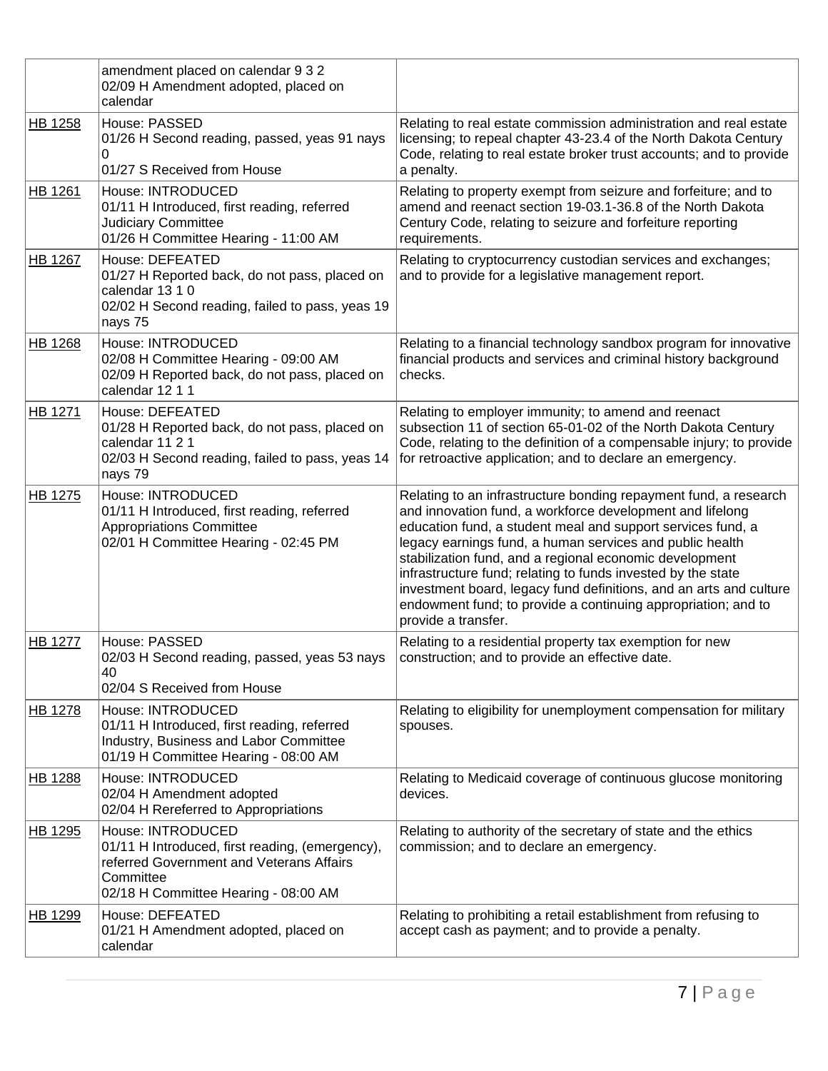| | | |
|---|---|---|
| | amendment placed on calendar 9 3 2<br>02/09 H Amendment adopted, placed on calendar | |
| HB 1258 | House: PASSED<br>01/26 H Second reading, passed, yeas 91 nays 0<br>01/27 S Received from House | Relating to real estate commission administration and real estate licensing; to repeal chapter 43-23.4 of the North Dakota Century Code, relating to real estate broker trust accounts; and to provide a penalty. |
| HB 1261 | House: INTRODUCED<br>01/11 H Introduced, first reading, referred Judiciary Committee<br>01/26 H Committee Hearing - 11:00 AM | Relating to property exempt from seizure and forfeiture; and to amend and reenact section 19-03.1-36.8 of the North Dakota Century Code, relating to seizure and forfeiture reporting requirements. |
| HB 1267 | House: DEFEATED<br>01/27 H Reported back, do not pass, placed on calendar 13 1 0<br>02/02 H Second reading, failed to pass, yeas 19 nays 75 | Relating to cryptocurrency custodian services and exchanges; and to provide for a legislative management report. |
| HB 1268 | House: INTRODUCED<br>02/08 H Committee Hearing - 09:00 AM<br>02/09 H Reported back, do not pass, placed on calendar 12 1 1 | Relating to a financial technology sandbox program for innovative financial products and services and criminal history background checks. |
| HB 1271 | House: DEFEATED<br>01/28 H Reported back, do not pass, placed on calendar 11 2 1<br>02/03 H Second reading, failed to pass, yeas 14 nays 79 | Relating to employer immunity; to amend and reenact subsection 11 of section 65-01-02 of the North Dakota Century Code, relating to the definition of a compensable injury; to provide for retroactive application; and to declare an emergency. |
| HB 1275 | House: INTRODUCED<br>01/11 H Introduced, first reading, referred Appropriations Committee<br>02/01 H Committee Hearing - 02:45 PM | Relating to an infrastructure bonding repayment fund, a research and innovation fund, a workforce development and lifelong education fund, a student meal and support services fund, a legacy earnings fund, a human services and public health stabilization fund, and a regional economic development infrastructure fund; relating to funds invested by the state investment board, legacy fund definitions, and an arts and culture endowment fund; to provide a continuing appropriation; and to provide a transfer. |
| HB 1277 | House: PASSED<br>02/03 H Second reading, passed, yeas 53 nays 40<br>02/04 S Received from House | Relating to a residential property tax exemption for new construction; and to provide an effective date. |
| HB 1278 | House: INTRODUCED<br>01/11 H Introduced, first reading, referred Industry, Business and Labor Committee<br>01/19 H Committee Hearing - 08:00 AM | Relating to eligibility for unemployment compensation for military spouses. |
| HB 1288 | House: INTRODUCED<br>02/04 H Amendment adopted<br>02/04 H Rereferred to Appropriations | Relating to Medicaid coverage of continuous glucose monitoring devices. |
| HB 1295 | House: INTRODUCED<br>01/11 H Introduced, first reading, (emergency), referred Government and Veterans Affairs Committee<br>02/18 H Committee Hearing - 08:00 AM | Relating to authority of the secretary of state and the ethics commission; and to declare an emergency. |
| HB 1299 | House: DEFEATED<br>01/21 H Amendment adopted, placed on calendar | Relating to prohibiting a retail establishment from refusing to accept cash as payment; and to provide a penalty. |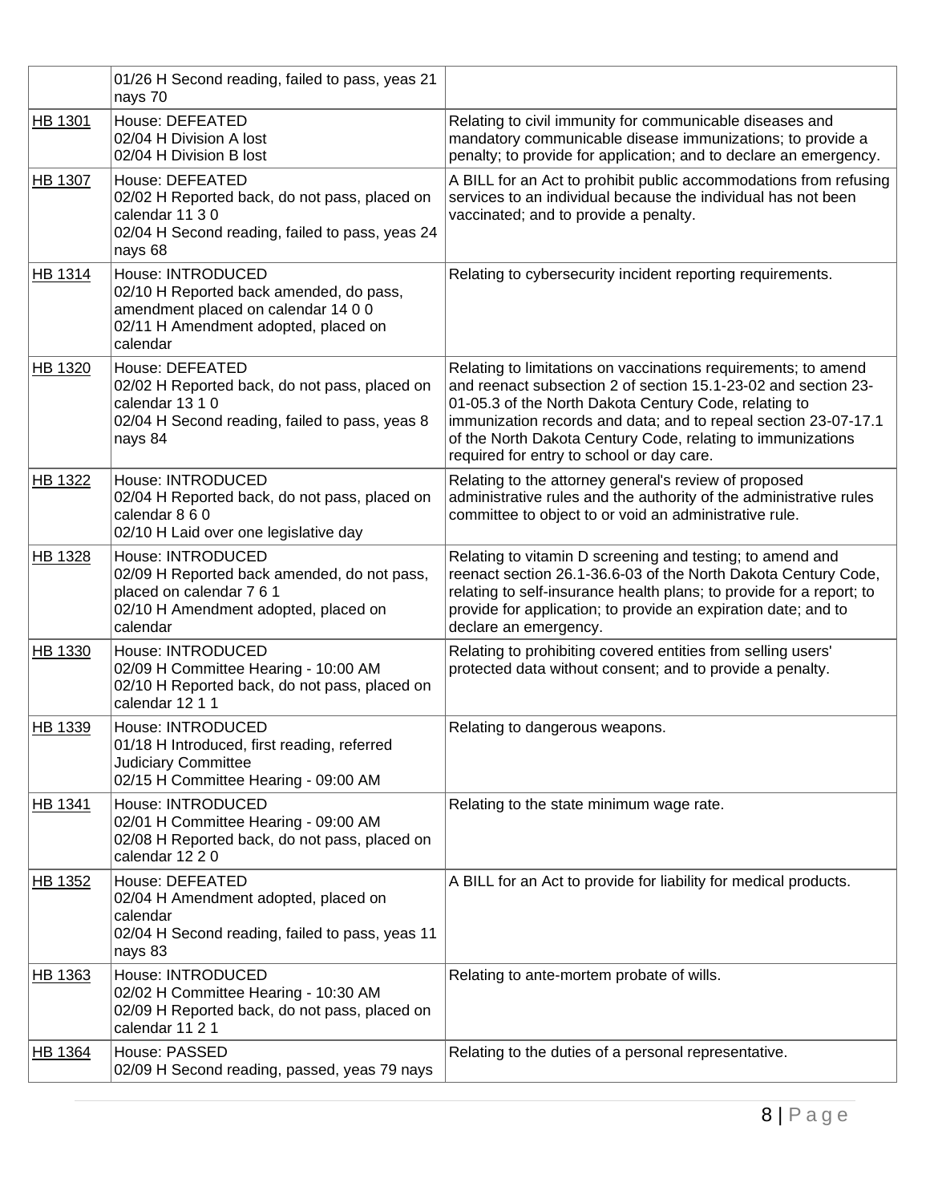| | | |
|---|---|---|
| | 01/26 H Second reading, failed to pass, yeas 21 nays 70 | |
| HB 1301 | House: DEFEATED<br>02/04 H Division A lost<br>02/04 H Division B lost | Relating to civil immunity for communicable diseases and mandatory communicable disease immunizations; to provide a penalty; to provide for application; and to declare an emergency. |
| HB 1307 | House: DEFEATED<br>02/02 H Reported back, do not pass, placed on calendar 11 3 0<br>02/04 H Second reading, failed to pass, yeas 24 nays 68 | A BILL for an Act to prohibit public accommodations from refusing services to an individual because the individual has not been vaccinated; and to provide a penalty. |
| HB 1314 | House: INTRODUCED<br>02/10 H Reported back amended, do pass, amendment placed on calendar 14 0 0<br>02/11 H Amendment adopted, placed on calendar | Relating to cybersecurity incident reporting requirements. |
| HB 1320 | House: DEFEATED<br>02/02 H Reported back, do not pass, placed on calendar 13 1 0<br>02/04 H Second reading, failed to pass, yeas 8 nays 84 | Relating to limitations on vaccinations requirements; to amend and reenact subsection 2 of section 15.1-23-02 and section 23-01-05.3 of the North Dakota Century Code, relating to immunization records and data; and to repeal section 23-07-17.1 of the North Dakota Century Code, relating to immunizations required for entry to school or day care. |
| HB 1322 | House: INTRODUCED<br>02/04 H Reported back, do not pass, placed on calendar 8 6 0<br>02/10 H Laid over one legislative day | Relating to the attorney general's review of proposed administrative rules and the authority of the administrative rules committee to object to or void an administrative rule. |
| HB 1328 | House: INTRODUCED<br>02/09 H Reported back amended, do not pass, placed on calendar 7 6 1<br>02/10 H Amendment adopted, placed on calendar | Relating to vitamin D screening and testing; to amend and reenact section 26.1-36.6-03 of the North Dakota Century Code, relating to self-insurance health plans; to provide for a report; to provide for application; to provide an expiration date; and to declare an emergency. |
| HB 1330 | House: INTRODUCED<br>02/09 H Committee Hearing - 10:00 AM<br>02/10 H Reported back, do not pass, placed on calendar 12 1 1 | Relating to prohibiting covered entities from selling users' protected data without consent; and to provide a penalty. |
| HB 1339 | House: INTRODUCED<br>01/18 H Introduced, first reading, referred Judiciary Committee<br>02/15 H Committee Hearing - 09:00 AM | Relating to dangerous weapons. |
| HB 1341 | House: INTRODUCED<br>02/01 H Committee Hearing - 09:00 AM<br>02/08 H Reported back, do not pass, placed on calendar 12 2 0 | Relating to the state minimum wage rate. |
| HB 1352 | House: DEFEATED<br>02/04 H Amendment adopted, placed on calendar<br>02/04 H Second reading, failed to pass, yeas 11 nays 83 | A BILL for an Act to provide for liability for medical products. |
| HB 1363 | House: INTRODUCED<br>02/02 H Committee Hearing - 10:30 AM<br>02/09 H Reported back, do not pass, placed on calendar 11 2 1 | Relating to ante-mortem probate of wills. |
| HB 1364 | House: PASSED<br>02/09 H Second reading, passed, yeas 79 nays | Relating to the duties of a personal representative. |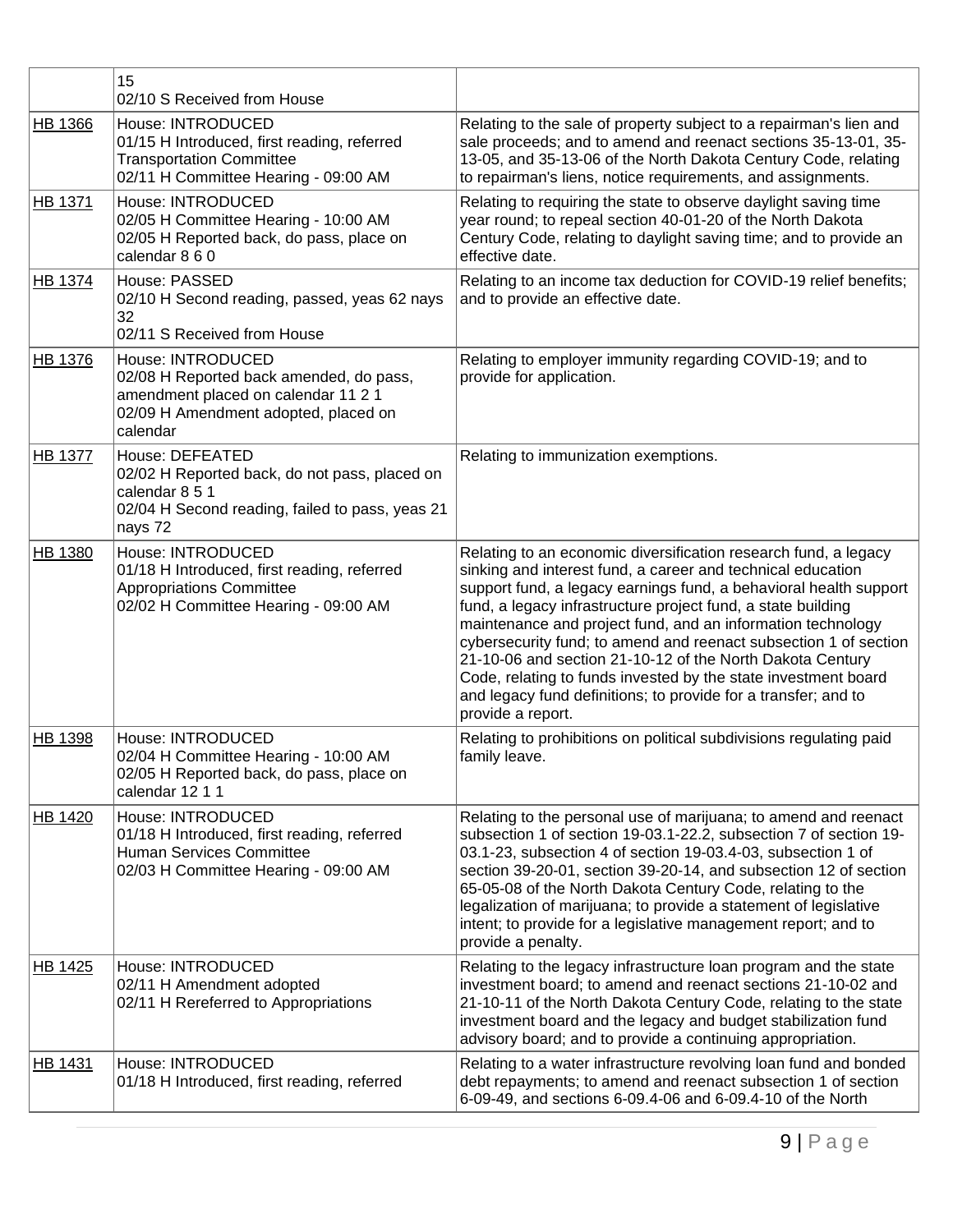| | | |
|---|---|---|
| | 15<br>02/10 S Received from House | |
| HB 1366 | House: INTRODUCED<br>01/15 H Introduced, first reading, referred Transportation Committee<br>02/11 H Committee Hearing - 09:00 AM | Relating to the sale of property subject to a repairman's lien and sale proceeds; and to amend and reenact sections 35-13-01, 35-13-05, and 35-13-06 of the North Dakota Century Code, relating to repairman's liens, notice requirements, and assignments. |
| HB 1371 | House: INTRODUCED<br>02/05 H Committee Hearing - 10:00 AM<br>02/05 H Reported back, do pass, place on calendar 8 6 0 | Relating to requiring the state to observe daylight saving time year round; to repeal section 40-01-20 of the North Dakota Century Code, relating to daylight saving time; and to provide an effective date. |
| HB 1374 | House: PASSED<br>02/10 H Second reading, passed, yeas 62 nays 32<br>02/11 S Received from House | Relating to an income tax deduction for COVID-19 relief benefits; and to provide an effective date. |
| HB 1376 | House: INTRODUCED<br>02/08 H Reported back amended, do pass, amendment placed on calendar 11 2 1<br>02/09 H Amendment adopted, placed on calendar | Relating to employer immunity regarding COVID-19; and to provide for application. |
| HB 1377 | House: DEFEATED<br>02/02 H Reported back, do not pass, placed on calendar 8 5 1<br>02/04 H Second reading, failed to pass, yeas 21 nays 72 | Relating to immunization exemptions. |
| HB 1380 | House: INTRODUCED<br>01/18 H Introduced, first reading, referred Appropriations Committee<br>02/02 H Committee Hearing - 09:00 AM | Relating to an economic diversification research fund, a legacy sinking and interest fund, a career and technical education support fund, a legacy earnings fund, a behavioral health support fund, a legacy infrastructure project fund, a state building maintenance and project fund, and an information technology cybersecurity fund; to amend and reenact subsection 1 of section 21-10-06 and section 21-10-12 of the North Dakota Century Code, relating to funds invested by the state investment board and legacy fund definitions; to provide for a transfer; and to provide a report. |
| HB 1398 | House: INTRODUCED<br>02/04 H Committee Hearing - 10:00 AM<br>02/05 H Reported back, do pass, place on calendar 12 1 1 | Relating to prohibitions on political subdivisions regulating paid family leave. |
| HB 1420 | House: INTRODUCED<br>01/18 H Introduced, first reading, referred Human Services Committee<br>02/03 H Committee Hearing - 09:00 AM | Relating to the personal use of marijuana; to amend and reenact subsection 1 of section 19-03.1-22.2, subsection 7 of section 19-03.1-23, subsection 4 of section 19-03.4-03, subsection 1 of section 39-20-01, section 39-20-14, and subsection 12 of section 65-05-08 of the North Dakota Century Code, relating to the legalization of marijuana; to provide a statement of legislative intent; to provide for a legislative management report; and to provide a penalty. |
| HB 1425 | House: INTRODUCED<br>02/11 H Amendment adopted<br>02/11 H Rereferred to Appropriations | Relating to the legacy infrastructure loan program and the state investment board; to amend and reenact sections 21-10-02 and 21-10-11 of the North Dakota Century Code, relating to the state investment board and the legacy and budget stabilization fund advisory board; and to provide a continuing appropriation. |
| HB 1431 | House: INTRODUCED<br>01/18 H Introduced, first reading, referred | Relating to a water infrastructure revolving loan fund and bonded debt repayments; to amend and reenact subsection 1 of section 6-09-49, and sections 6-09.4-06 and 6-09.4-10 of the North |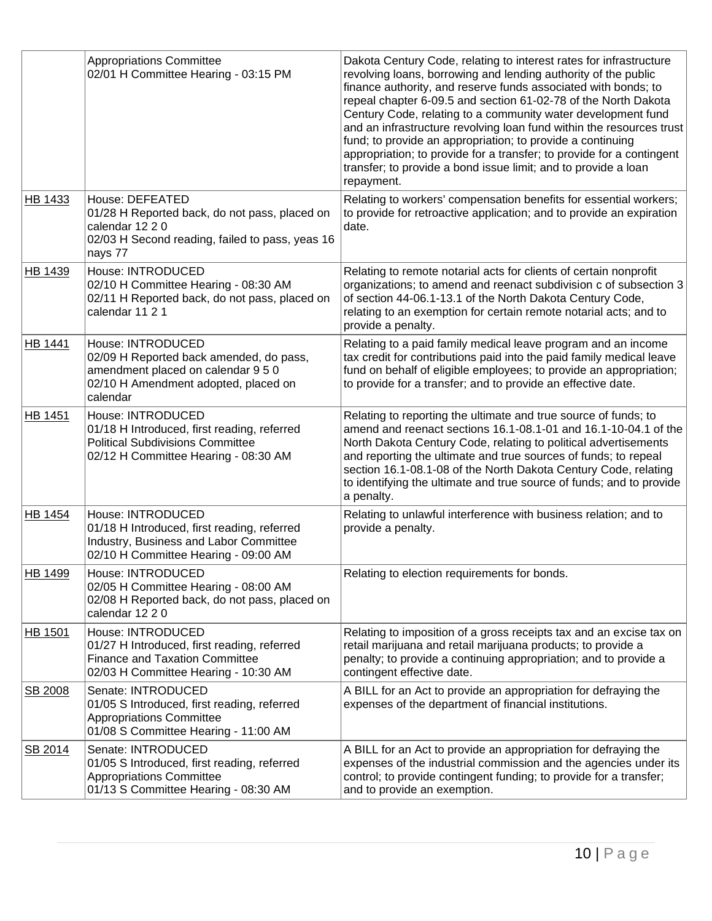| | | |
|---|---|---|
| | Appropriations Committee<br>02/01 H Committee Hearing - 03:15 PM | Dakota Century Code, relating to interest rates for infrastructure revolving loans, borrowing and lending authority of the public finance authority, and reserve funds associated with bonds; to repeal chapter 6-09.5 and section 61-02-78 of the North Dakota Century Code, relating to a community water development fund and an infrastructure revolving loan fund within the resources trust fund; to provide an appropriation; to provide a continuing appropriation; to provide for a transfer; to provide for a contingent transfer; to provide a bond issue limit; and to provide a loan repayment. |
| HB 1433 | House: DEFEATED<br>01/28 H Reported back, do not pass, placed on calendar 12 2 0<br>02/03 H Second reading, failed to pass, yeas 16 nays 77 | Relating to workers' compensation benefits for essential workers; to provide for retroactive application; and to provide an expiration date. |
| HB 1439 | House: INTRODUCED<br>02/10 H Committee Hearing - 08:30 AM<br>02/11 H Reported back, do not pass, placed on calendar 11 2 1 | Relating to remote notarial acts for clients of certain nonprofit organizations; to amend and reenact subdivision c of subsection 3 of section 44-06.1-13.1 of the North Dakota Century Code, relating to an exemption for certain remote notarial acts; and to provide a penalty. |
| HB 1441 | House: INTRODUCED<br>02/09 H Reported back amended, do pass, amendment placed on calendar 9 5 0<br>02/10 H Amendment adopted, placed on calendar | Relating to a paid family medical leave program and an income tax credit for contributions paid into the paid family medical leave fund on behalf of eligible employees; to provide an appropriation; to provide for a transfer; and to provide an effective date. |
| HB 1451 | House: INTRODUCED<br>01/18 H Introduced, first reading, referred Political Subdivisions Committee<br>02/12 H Committee Hearing - 08:30 AM | Relating to reporting the ultimate and true source of funds; to amend and reenact sections 16.1-08.1-01 and 16.1-10-04.1 of the North Dakota Century Code, relating to political advertisements and reporting the ultimate and true sources of funds; to repeal section 16.1-08.1-08 of the North Dakota Century Code, relating to identifying the ultimate and true source of funds; and to provide a penalty. |
| HB 1454 | House: INTRODUCED<br>01/18 H Introduced, first reading, referred Industry, Business and Labor Committee<br>02/10 H Committee Hearing - 09:00 AM | Relating to unlawful interference with business relation; and to provide a penalty. |
| HB 1499 | House: INTRODUCED<br>02/05 H Committee Hearing - 08:00 AM<br>02/08 H Reported back, do not pass, placed on calendar 12 2 0 | Relating to election requirements for bonds. |
| HB 1501 | House: INTRODUCED<br>01/27 H Introduced, first reading, referred Finance and Taxation Committee<br>02/03 H Committee Hearing - 10:30 AM | Relating to imposition of a gross receipts tax and an excise tax on retail marijuana and retail marijuana products; to provide a penalty; to provide a continuing appropriation; and to provide a contingent effective date. |
| SB 2008 | Senate: INTRODUCED<br>01/05 S Introduced, first reading, referred Appropriations Committee<br>01/08 S Committee Hearing - 11:00 AM | A BILL for an Act to provide an appropriation for defraying the expenses of the department of financial institutions. |
| SB 2014 | Senate: INTRODUCED<br>01/05 S Introduced, first reading, referred Appropriations Committee<br>01/13 S Committee Hearing - 08:30 AM | A BILL for an Act to provide an appropriation for defraying the expenses of the industrial commission and the agencies under its control; to provide contingent funding; to provide for a transfer; and to provide an exemption. |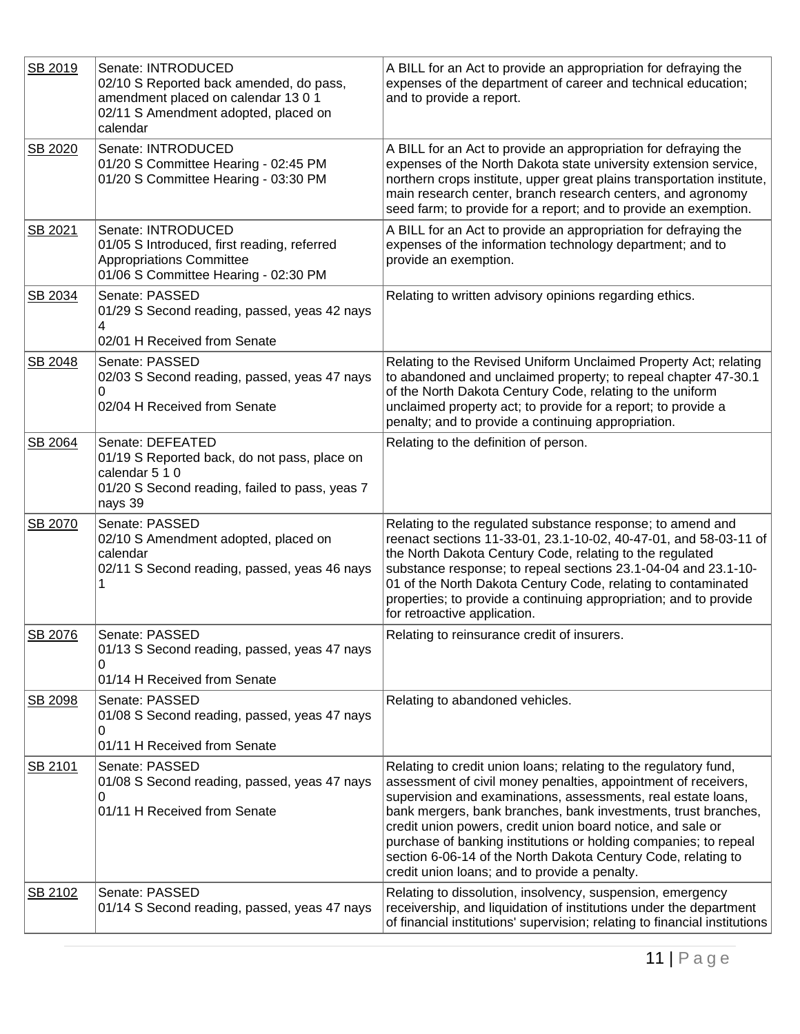| | | |
|---|---|---|
| SB 2019 | Senate: INTRODUCED<br>02/10 S Reported back amended, do pass, amendment placed on calendar 13 0 1<br>02/11 S Amendment adopted, placed on calendar | A BILL for an Act to provide an appropriation for defraying the expenses of the department of career and technical education; and to provide a report. |
| SB 2020 | Senate: INTRODUCED<br>01/20 S Committee Hearing - 02:45 PM<br>01/20 S Committee Hearing - 03:30 PM | A BILL for an Act to provide an appropriation for defraying the expenses of the North Dakota state university extension service, northern crops institute, upper great plains transportation institute, main research center, branch research centers, and agronomy seed farm; to provide for a report; and to provide an exemption. |
| SB 2021 | Senate: INTRODUCED<br>01/05 S Introduced, first reading, referred Appropriations Committee<br>01/06 S Committee Hearing - 02:30 PM | A BILL for an Act to provide an appropriation for defraying the expenses of the information technology department; and to provide an exemption. |
| SB 2034 | Senate: PASSED<br>01/29 S Second reading, passed, yeas 42 nays 4<br>02/01 H Received from Senate | Relating to written advisory opinions regarding ethics. |
| SB 2048 | Senate: PASSED<br>02/03 S Second reading, passed, yeas 47 nays 0<br>02/04 H Received from Senate | Relating to the Revised Uniform Unclaimed Property Act; relating to abandoned and unclaimed property; to repeal chapter 47-30.1 of the North Dakota Century Code, relating to the uniform unclaimed property act; to provide for a report; to provide a penalty; and to provide a continuing appropriation. |
| SB 2064 | Senate: DEFEATED<br>01/19 S Reported back, do not pass, place on calendar 5 1 0<br>01/20 S Second reading, failed to pass, yeas 7 nays 39 | Relating to the definition of person. |
| SB 2070 | Senate: PASSED<br>02/10 S Amendment adopted, placed on calendar<br>02/11 S Second reading, passed, yeas 46 nays 1 | Relating to the regulated substance response; to amend and reenact sections 11-33-01, 23.1-10-02, 40-47-01, and 58-03-11 of the North Dakota Century Code, relating to the regulated substance response; to repeal sections 23.1-04-04 and 23.1-10-01 of the North Dakota Century Code, relating to contaminated properties; to provide a continuing appropriation; and to provide for retroactive application. |
| SB 2076 | Senate: PASSED<br>01/13 S Second reading, passed, yeas 47 nays 0<br>01/14 H Received from Senate | Relating to reinsurance credit of insurers. |
| SB 2098 | Senate: PASSED<br>01/08 S Second reading, passed, yeas 47 nays 0<br>01/11 H Received from Senate | Relating to abandoned vehicles. |
| SB 2101 | Senate: PASSED<br>01/08 S Second reading, passed, yeas 47 nays 0<br>01/11 H Received from Senate | Relating to credit union loans; relating to the regulatory fund, assessment of civil money penalties, appointment of receivers, supervision and examinations, assessments, real estate loans, bank mergers, bank branches, bank investments, trust branches, credit union powers, credit union board notice, and sale or purchase of banking institutions or holding companies; to repeal section 6-06-14 of the North Dakota Century Code, relating to credit union loans; and to provide a penalty. |
| SB 2102 | Senate: PASSED<br>01/14 S Second reading, passed, yeas 47 nays | Relating to dissolution, insolvency, suspension, emergency receivership, and liquidation of institutions under the department of financial institutions' supervision; relating to financial institutions |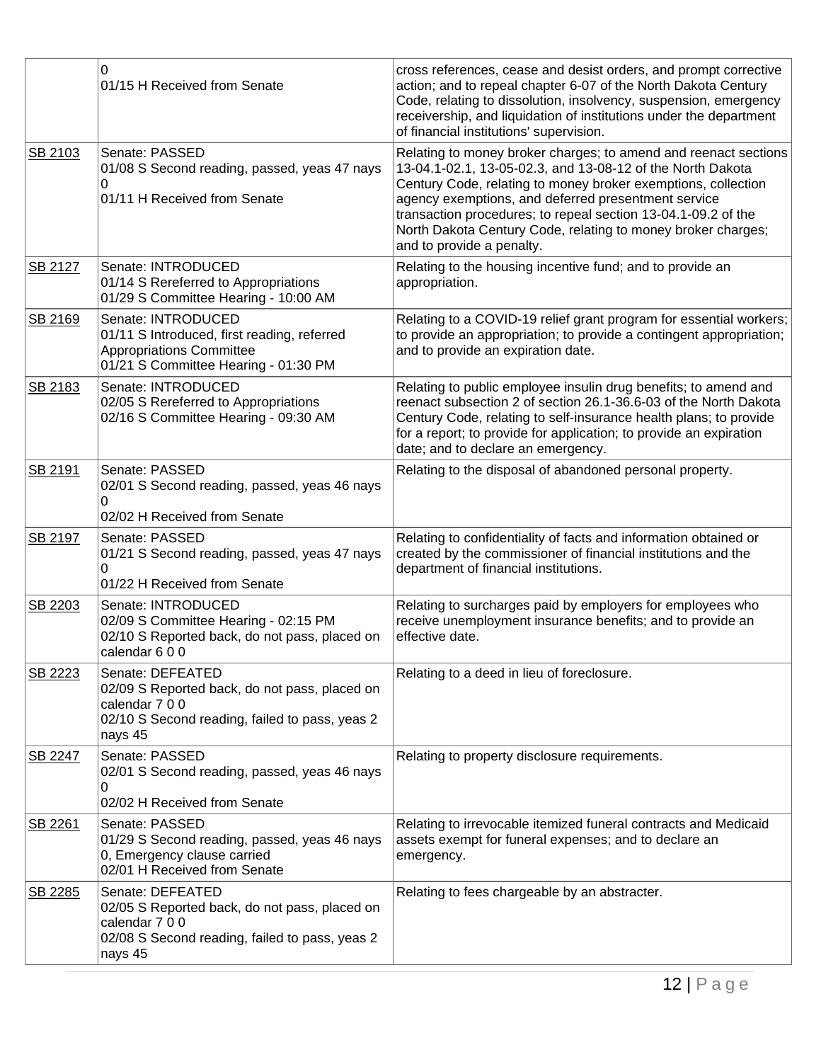| | | |
|---|---|---|
| | 0<br>01/15 H Received from Senate | cross references, cease and desist orders, and prompt corrective action; and to repeal chapter 6-07 of the North Dakota Century Code, relating to dissolution, insolvency, suspension, emergency receivership, and liquidation of institutions under the department of financial institutions' supervision. |
| SB 2103 | Senate: PASSED<br>01/08 S Second reading, passed, yeas 47 nays 0<br>01/11 H Received from Senate | Relating to money broker charges; to amend and reenact sections 13-04.1-02.1, 13-05-02.3, and 13-08-12 of the North Dakota Century Code, relating to money broker exemptions, collection agency exemptions, and deferred presentment service transaction procedures; to repeal section 13-04.1-09.2 of the North Dakota Century Code, relating to money broker charges; and to provide a penalty. |
| SB 2127 | Senate: INTRODUCED<br>01/14 S Rereferred to Appropriations<br>01/29 S Committee Hearing - 10:00 AM | Relating to the housing incentive fund; and to provide an appropriation. |
| SB 2169 | Senate: INTRODUCED<br>01/11 S Introduced, first reading, referred Appropriations Committee<br>01/21 S Committee Hearing - 01:30 PM | Relating to a COVID-19 relief grant program for essential workers; to provide an appropriation; to provide a contingent appropriation; and to provide an expiration date. |
| SB 2183 | Senate: INTRODUCED<br>02/05 S Rereferred to Appropriations<br>02/16 S Committee Hearing - 09:30 AM | Relating to public employee insulin drug benefits; to amend and reenact subsection 2 of section 26.1-36.6-03 of the North Dakota Century Code, relating to self-insurance health plans; to provide for a report; to provide for application; to provide an expiration date; and to declare an emergency. |
| SB 2191 | Senate: PASSED<br>02/01 S Second reading, passed, yeas 46 nays 0<br>02/02 H Received from Senate | Relating to the disposal of abandoned personal property. |
| SB 2197 | Senate: PASSED<br>01/21 S Second reading, passed, yeas 47 nays 0<br>01/22 H Received from Senate | Relating to confidentiality of facts and information obtained or created by the commissioner of financial institutions and the department of financial institutions. |
| SB 2203 | Senate: INTRODUCED<br>02/09 S Committee Hearing - 02:15 PM<br>02/10 S Reported back, do not pass, placed on calendar 6 0 0 | Relating to surcharges paid by employers for employees who receive unemployment insurance benefits; and to provide an effective date. |
| SB 2223 | Senate: DEFEATED<br>02/09 S Reported back, do not pass, placed on calendar 7 0 0<br>02/10 S Second reading, failed to pass, yeas 2 nays 45 | Relating to a deed in lieu of foreclosure. |
| SB 2247 | Senate: PASSED<br>02/01 S Second reading, passed, yeas 46 nays 0<br>02/02 H Received from Senate | Relating to property disclosure requirements. |
| SB 2261 | Senate: PASSED<br>01/29 S Second reading, passed, yeas 46 nays 0, Emergency clause carried<br>02/01 H Received from Senate | Relating to irrevocable itemized funeral contracts and Medicaid assets exempt for funeral expenses; and to declare an emergency. |
| SB 2285 | Senate: DEFEATED<br>02/05 S Reported back, do not pass, placed on calendar 7 0 0<br>02/08 S Second reading, failed to pass, yeas 2 nays 45 | Relating to fees chargeable by an abstracter. |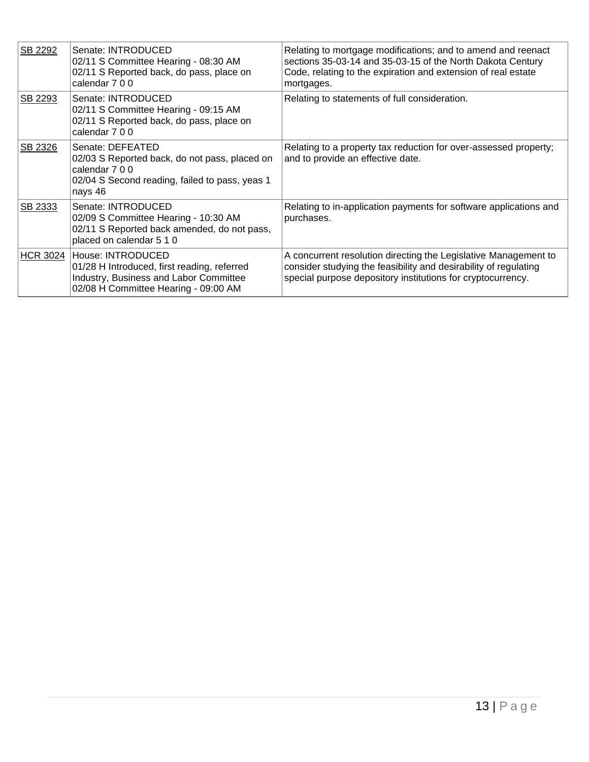| | | |
|---|---|---|
| SB 2292 | Senate: INTRODUCED<br>02/11 S Committee Hearing - 08:30 AM<br>02/11 S Reported back, do pass, place on calendar 7 0 0 | Relating to mortgage modifications; and to amend and reenact sections 35-03-14 and 35-03-15 of the North Dakota Century Code, relating to the expiration and extension of real estate mortgages. |
| SB 2293 | Senate: INTRODUCED<br>02/11 S Committee Hearing - 09:15 AM<br>02/11 S Reported back, do pass, place on calendar 7 0 0 | Relating to statements of full consideration. |
| SB 2326 | Senate: DEFEATED<br>02/03 S Reported back, do not pass, placed on calendar 7 0 0<br>02/04 S Second reading, failed to pass, yeas 1 nays 46 | Relating to a property tax reduction for over-assessed property; and to provide an effective date. |
| SB 2333 | Senate: INTRODUCED<br>02/09 S Committee Hearing - 10:30 AM<br>02/11 S Reported back amended, do not pass, placed on calendar 5 1 0 | Relating to in-application payments for software applications and purchases. |
| HCR 3024 | House: INTRODUCED<br>01/28 H Introduced, first reading, referred Industry, Business and Labor Committee<br>02/08 H Committee Hearing - 09:00 AM | A concurrent resolution directing the Legislative Management to consider studying the feasibility and desirability of regulating special purpose depository institutions for cryptocurrency. |